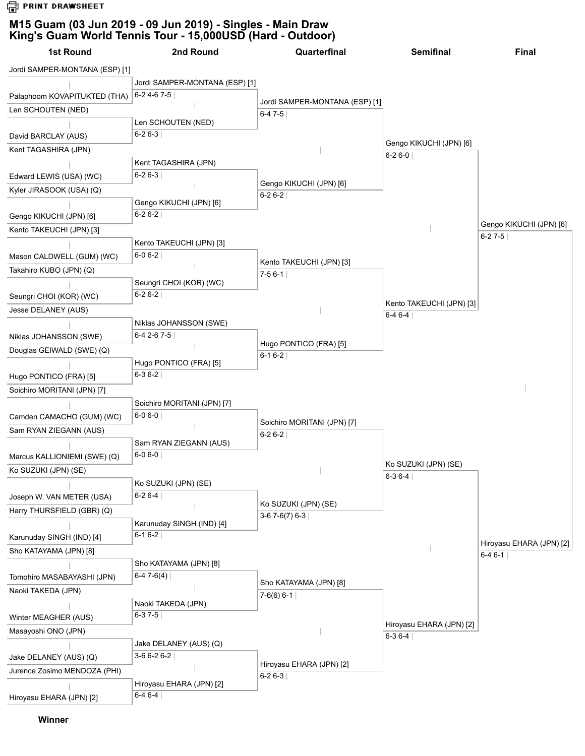PRINT DRAWSHEET

# M15 Guam (03 Jun 2019 - 09 Jun 2019) - Singles - Main Draw
## King's Guam World Tennis Tour - 15,000USD (Hard - Outdoor)

### 1st Round

- Jordi SAMPER-MONTANA (ESP) [1]
- Palaphoom KOVAPITUKTED (THA)
- Len SCHOUTEN (NED)
- David BARCLAY (AUS)
- Kent TAGASHIRA (JPN)
- Edward LEWIS (USA) (WC)
- Kyler JIRASOOK (USA) (Q)
- Gengo KIKUCHI (JPN) [6]
- Kento TAKEUCHI (JPN) [3]
- Mason CALDWELL (GUM) (WC)
- Takahiro KUBO (JPN) (Q)
- Seungri CHOI (KOR) (WC)
- Jesse DELANEY (AUS)
- Niklas JOHANSSON (SWE)
- Douglas GEIWALD (SWE) (Q)
- Hugo PONTICO (FRA) [5]
- Soichiro MORITANI (JPN) [7]
- Camden CAMACHO (GUM) (WC)
- Sam RYAN ZIEGANN (AUS)
- Marcus KALLIONIEMI (SWE) (Q)
- Ko SUZUKI (JPN) (SE)
- Joseph W. VAN METER (USA)
- Harry THURSFIELD (GBR) (Q)
- Karunuday SINGH (IND) [4]
- Sho KATAYAMA (JPN) [8]
- Tomohiro MASABAYASHI (JPN)
- Naoki TAKEDA (JPN)
- Winter MEAGHER (AUS)
- Masayoshi ONO (JPN)
- Jake DELANEY (AUS) (Q)
- Jurence Zosimo MENDOZA (PHI)
- Hiroyasu EHARA (JPN) [2]

### 2nd Round

- Jordi SAMPER-MONTANA (ESP) [1] — 6-2 4-6 7-5
- Len SCHOUTEN (NED) — 6-2 6-3
- Kent TAGASHIRA (JPN) — 6-2 6-3
- Gengo KIKUCHI (JPN) [6] — 6-2 6-2
- Kento TAKEUCHI (JPN) [3] — 6-0 6-2
- Seungri CHOI (KOR) (WC) — 6-2 6-2
- Niklas JOHANSSON (SWE) — 6-4 2-6 7-5
- Hugo PONTICO (FRA) [5] — 6-3 6-2
- Soichiro MORITANI (JPN) [7] — 6-0 6-0
- Sam RYAN ZIEGANN (AUS) — 6-0 6-0
- Ko SUZUKI (JPN) (SE) — 6-2 6-4
- Karunuday SINGH (IND) [4] — 6-1 6-2
- Sho KATAYAMA (JPN) [8] — 6-4 7-6(4)
- Naoki TAKEDA (JPN) — 6-3 7-5
- Jake DELANEY (AUS) (Q) — 3-6 6-2 6-2
- Hiroyasu EHARA (JPN) [2] — 6-4 6-4

### Quarterfinal

- Jordi SAMPER-MONTANA (ESP) [1] — 6-4 7-5
- Gengo KIKUCHI (JPN) [6] — 6-2 6-2
- Kento TAKEUCHI (JPN) [3] — 7-5 6-1
- Hugo PONTICO (FRA) [5] — 6-1 6-2
- Soichiro MORITANI (JPN) [7] — 6-2 6-2
- Ko SUZUKI (JPN) (SE) — 3-6 7-6(7) 6-3
- Sho KATAYAMA (JPN) [8] — 7-6(6) 6-1
- Hiroyasu EHARA (JPN) [2] — 6-2 6-3

### Semifinal

- Gengo KIKUCHI (JPN) [6] — 6-2 6-0
- Kento TAKEUCHI (JPN) [3] — 6-4 6-4
- Ko SUZUKI (JPN) (SE) — 6-3 6-4
- Hiroyasu EHARA (JPN) [2] — 6-3 6-4

### Final

- Gengo KIKUCHI (JPN) [6] — 6-2 7-5
- Hiroyasu EHARA (JPN) [2] — 6-4 6-1

**Winner**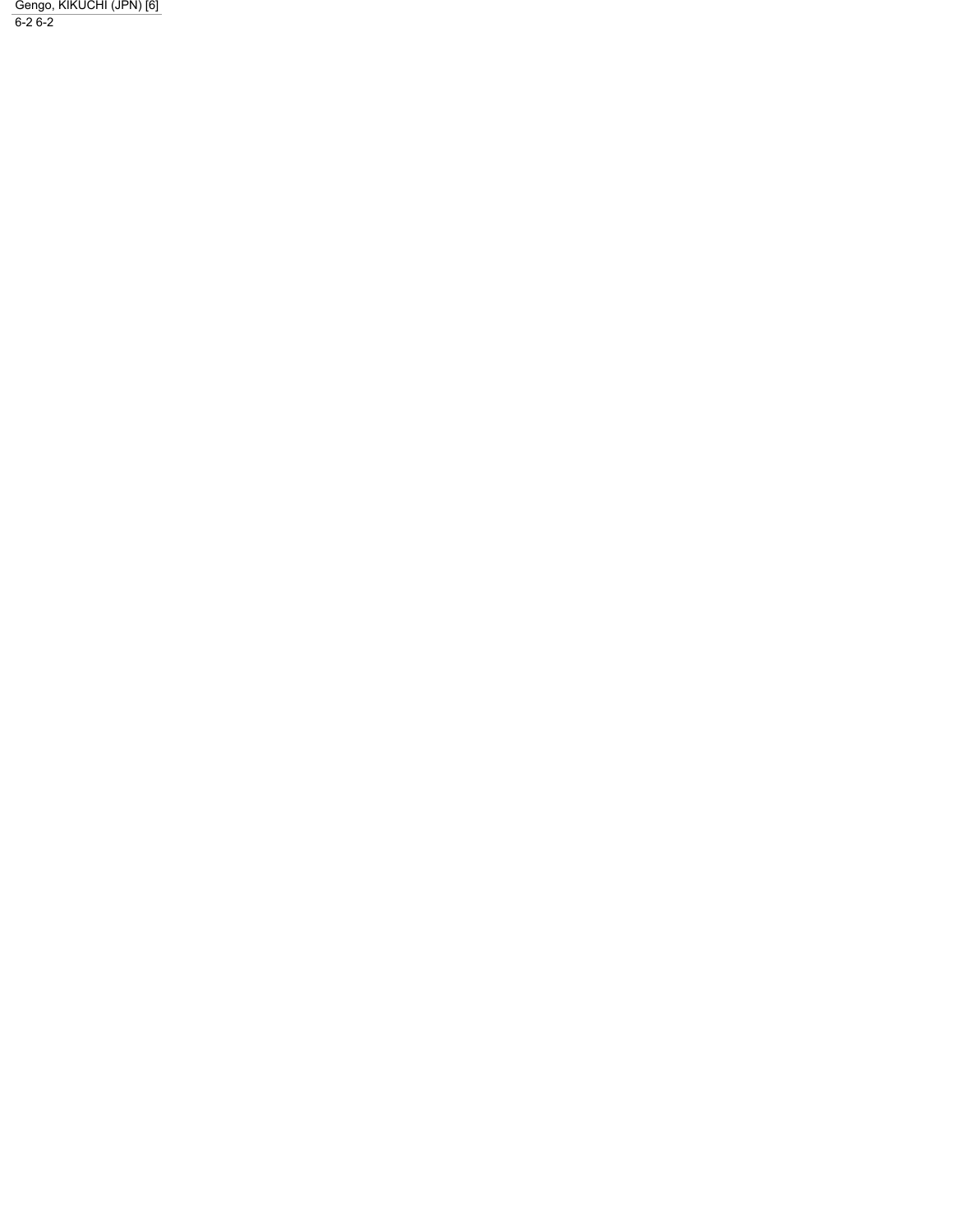Gengo, KIKUCHI (JPN) [6]

6-2 6-2